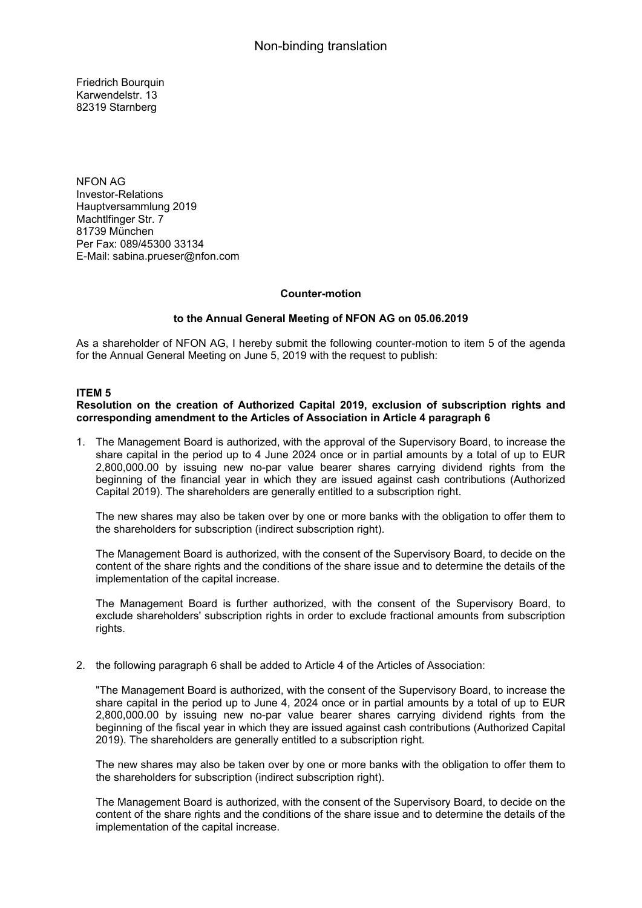Non-binding translation

Friedrich Bourquin
Karwendelstr. 13
82319 Starnberg

NFON AG
Investor-Relations
Hauptversammlung 2019
Machtlfinger Str. 7
81739 München
Per Fax: 089/45300 33134
E-Mail: sabina.prueser@nfon.com

**Counter-motion**

**to the Annual General Meeting of NFON AG on 05.06.2019**

As a shareholder of NFON AG, I hereby submit the following counter-motion to item 5 of the agenda for the Annual General Meeting on June 5, 2019 with the request to publish:

**ITEM 5**
**Resolution on the creation of Authorized Capital 2019, exclusion of subscription rights and corresponding amendment to the Articles of Association in Article 4 paragraph 6**

1. The Management Board is authorized, with the approval of the Supervisory Board, to increase the share capital in the period up to 4 June 2024 once or in partial amounts by a total of up to EUR 2,800,000.00 by issuing new no-par value bearer shares carrying dividend rights from the beginning of the financial year in which they are issued against cash contributions (Authorized Capital 2019). The shareholders are generally entitled to a subscription right.

   The new shares may also be taken over by one or more banks with the obligation to offer them to the shareholders for subscription (indirect subscription right).

   The Management Board is authorized, with the consent of the Supervisory Board, to decide on the content of the share rights and the conditions of the share issue and to determine the details of the implementation of the capital increase.

   The Management Board is further authorized, with the consent of the Supervisory Board, to exclude shareholders' subscription rights in order to exclude fractional amounts from subscription rights.

2. the following paragraph 6 shall be added to Article 4 of the Articles of Association:

   "The Management Board is authorized, with the consent of the Supervisory Board, to increase the share capital in the period up to June 4, 2024 once or in partial amounts by a total of up to EUR 2,800,000.00 by issuing new no-par value bearer shares carrying dividend rights from the beginning of the fiscal year in which they are issued against cash contributions (Authorized Capital 2019). The shareholders are generally entitled to a subscription right.

   The new shares may also be taken over by one or more banks with the obligation to offer them to the shareholders for subscription (indirect subscription right).

   The Management Board is authorized, with the consent of the Supervisory Board, to decide on the content of the share rights and the conditions of the share issue and to determine the details of the implementation of the capital increase.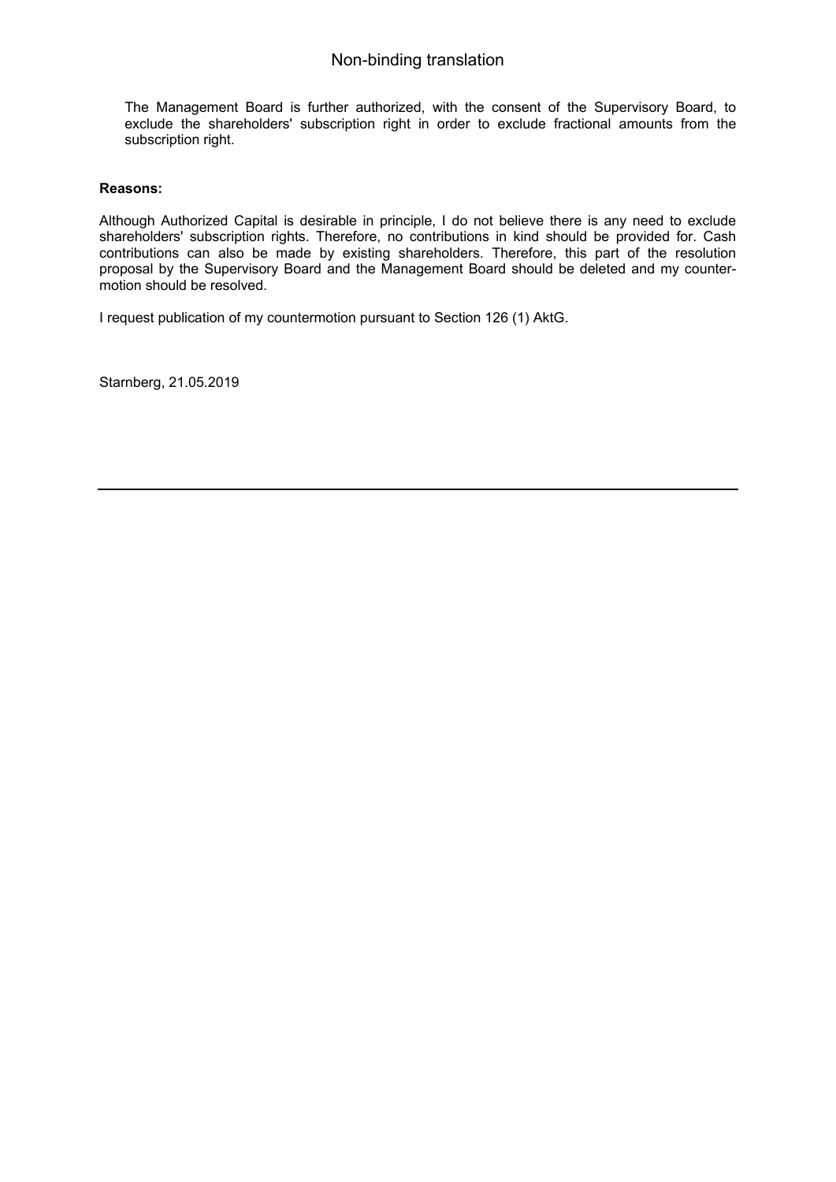Non-binding translation

> The Management Board is further authorized, with the consent of the Supervisory Board, to exclude the shareholders' subscription right in order to exclude fractional amounts from the subscription right.

**Reasons:**

Although Authorized Capital is desirable in principle, I do not believe there is any need to exclude shareholders' subscription rights. Therefore, no contributions in kind should be provided for. Cash contributions can also be made by existing shareholders. Therefore, this part of the resolution proposal by the Supervisory Board and the Management Board should be deleted and my countermotion should be resolved.

I request publication of my countermotion pursuant to Section 126 (1) AktG.

Starnberg, 21.05.2019

---